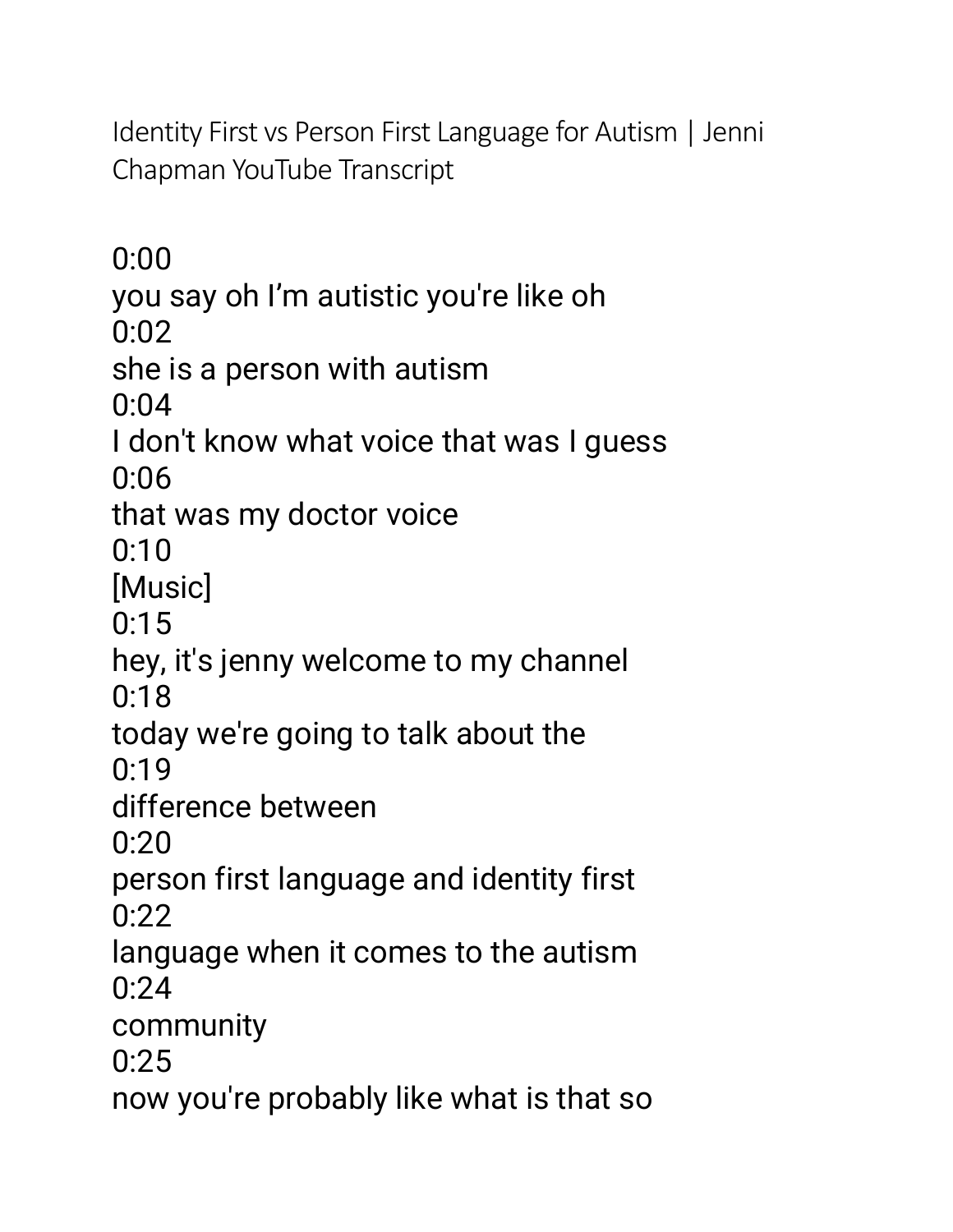Identity First vs Person First Language for Autism | Jenni Chapman YouTube Transcript

0:00
you say oh I'm autistic you're like oh
0:02
she is a person with autism
0:04
I don't know what voice that was I guess
0:06
that was my doctor voice
0:10
[Music]
0:15
hey, it's jenny welcome to my channel
0:18
today we're going to talk about the
0:19
difference between
0:20
person first language and identity first
0:22
language when it comes to the autism
0:24
community
0:25
now you're probably like what is that so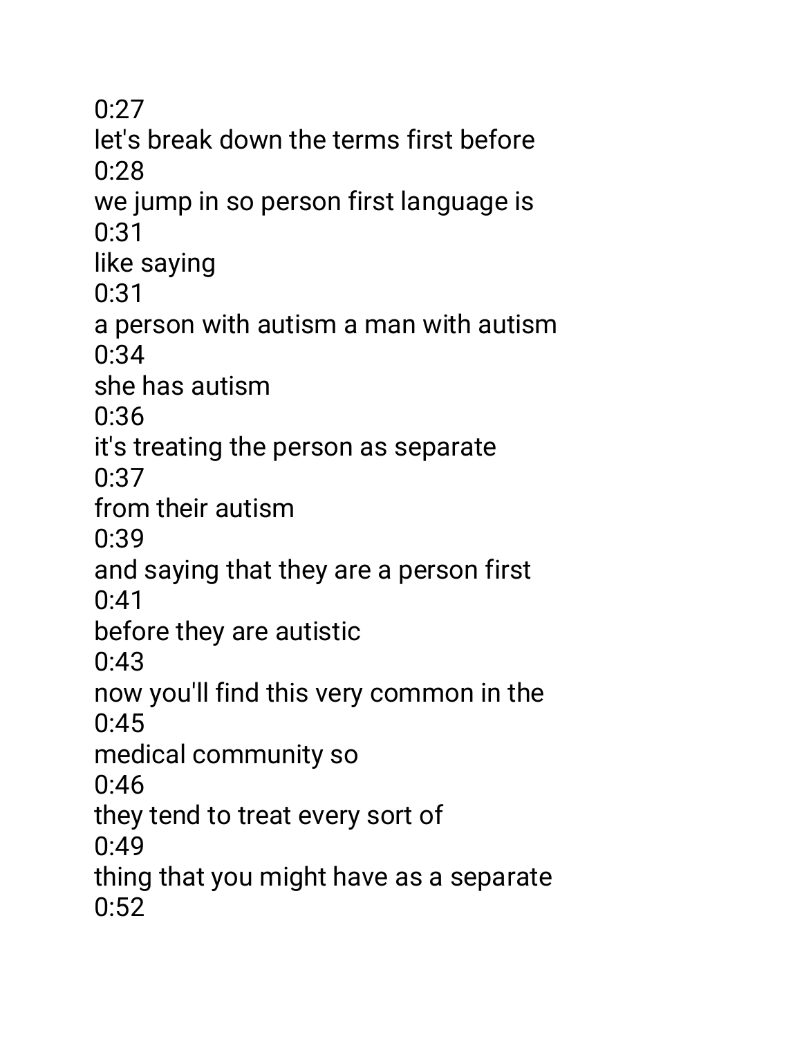0:27

let's break down the terms first before

0:28

we jump in so person first language is

0:31

like saying

0:31

a person with autism a man with autism

0:34

she has autism

0:36

it's treating the person as separate

0:37

from their autism

0:39

and saying that they are a person first

0:41

before they are autistic

0:43

now you'll find this very common in the

0:45

medical community so

0:46

they tend to treat every sort of

0:49

thing that you might have as a separate

0:52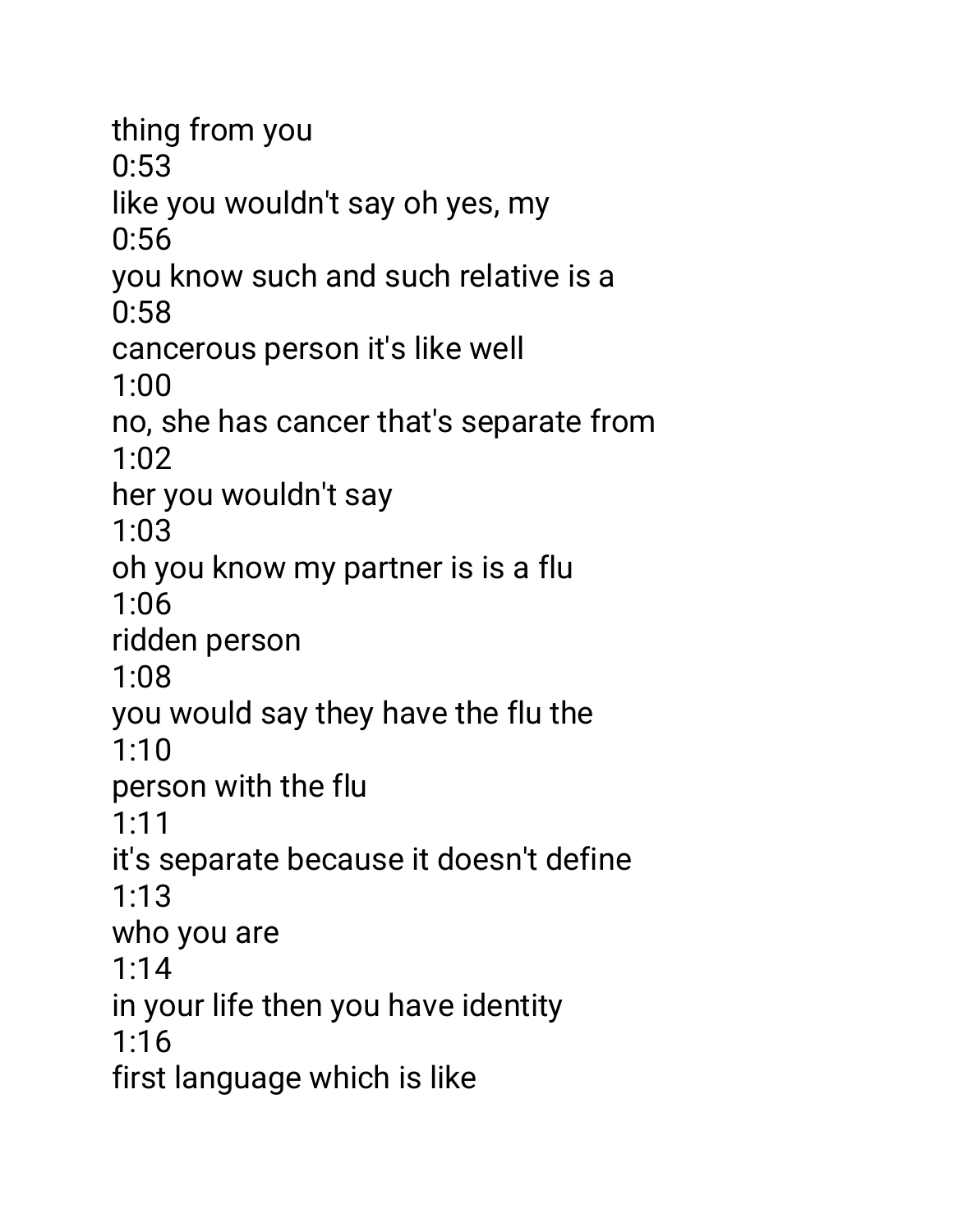thing from you
0:53
like you wouldn't say oh yes, my
0:56
you know such and such relative is a
0:58
cancerous person it's like well
1:00
no, she has cancer that's separate from
1:02
her you wouldn't say
1:03
oh you know my partner is is a flu
1:06
ridden person
1:08
you would say they have the flu the
1:10
person with the flu
1:11
it's separate because it doesn't define
1:13
who you are
1:14
in your life then you have identity
1:16
first language which is like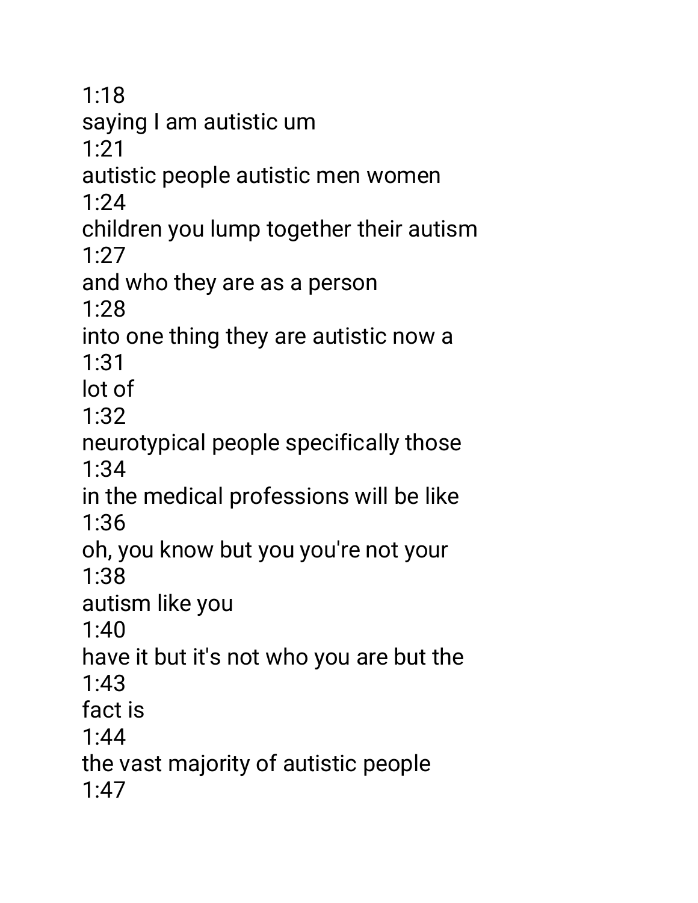1:18
saying I am autistic um
1:21
autistic people autistic men women
1:24
children you lump together their autism
1:27
and who they are as a person
1:28
into one thing they are autistic now a
1:31
lot of
1:32
neurotypical people specifically those
1:34
in the medical professions will be like
1:36
oh, you know but you you're not your
1:38
autism like you
1:40
have it but it's not who you are but the
1:43
fact is
1:44
the vast majority of autistic people
1:47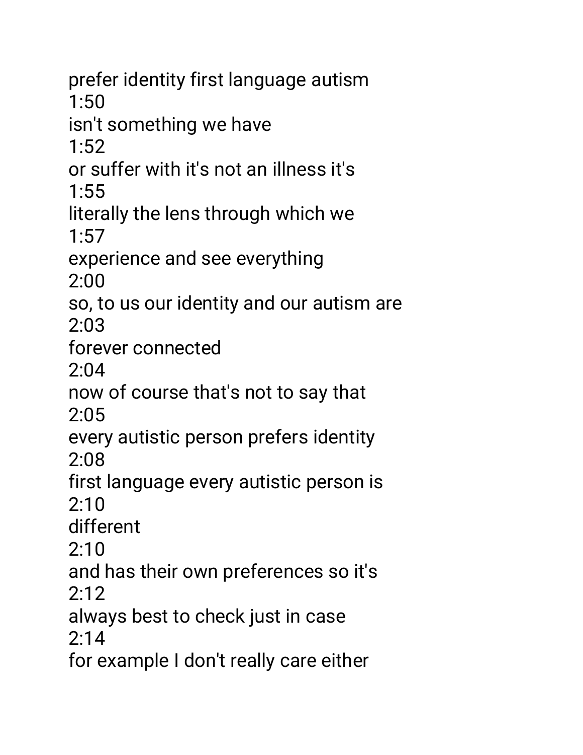prefer identity first language autism
1:50
isn't something we have
1:52
or suffer with it's not an illness it's
1:55
literally the lens through which we
1:57
experience and see everything
2:00
so, to us our identity and our autism are
2:03
forever connected
2:04
now of course that's not to say that
2:05
every autistic person prefers identity
2:08
first language every autistic person is
2:10
different
2:10
and has their own preferences so it's
2:12
always best to check just in case
2:14
for example I don't really care either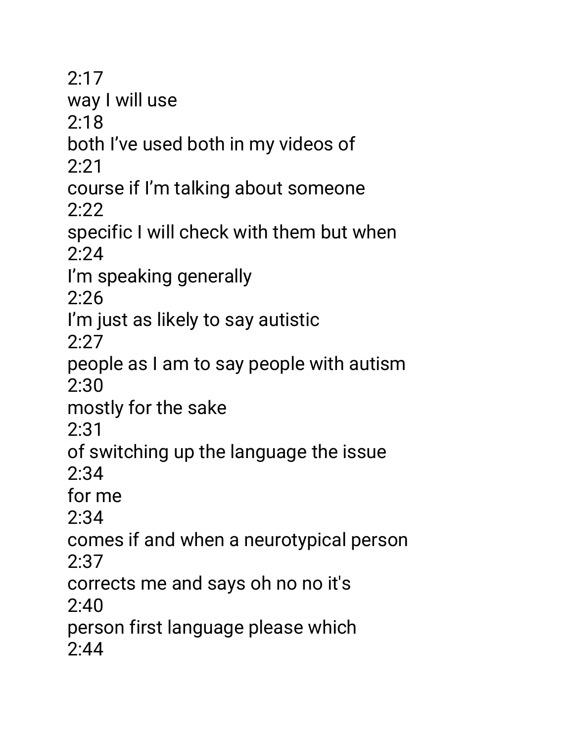2:17
way I will use
2:18
both I’ve used both in my videos of
2:21
course if I’m talking about someone
2:22
specific I will check with them but when
2:24
I’m speaking generally
2:26
I’m just as likely to say autistic
2:27
people as I am to say people with autism
2:30
mostly for the sake
2:31
of switching up the language the issue
2:34
for me
2:34
comes if and when a neurotypical person
2:37
corrects me and says oh no no it's
2:40
person first language please which
2:44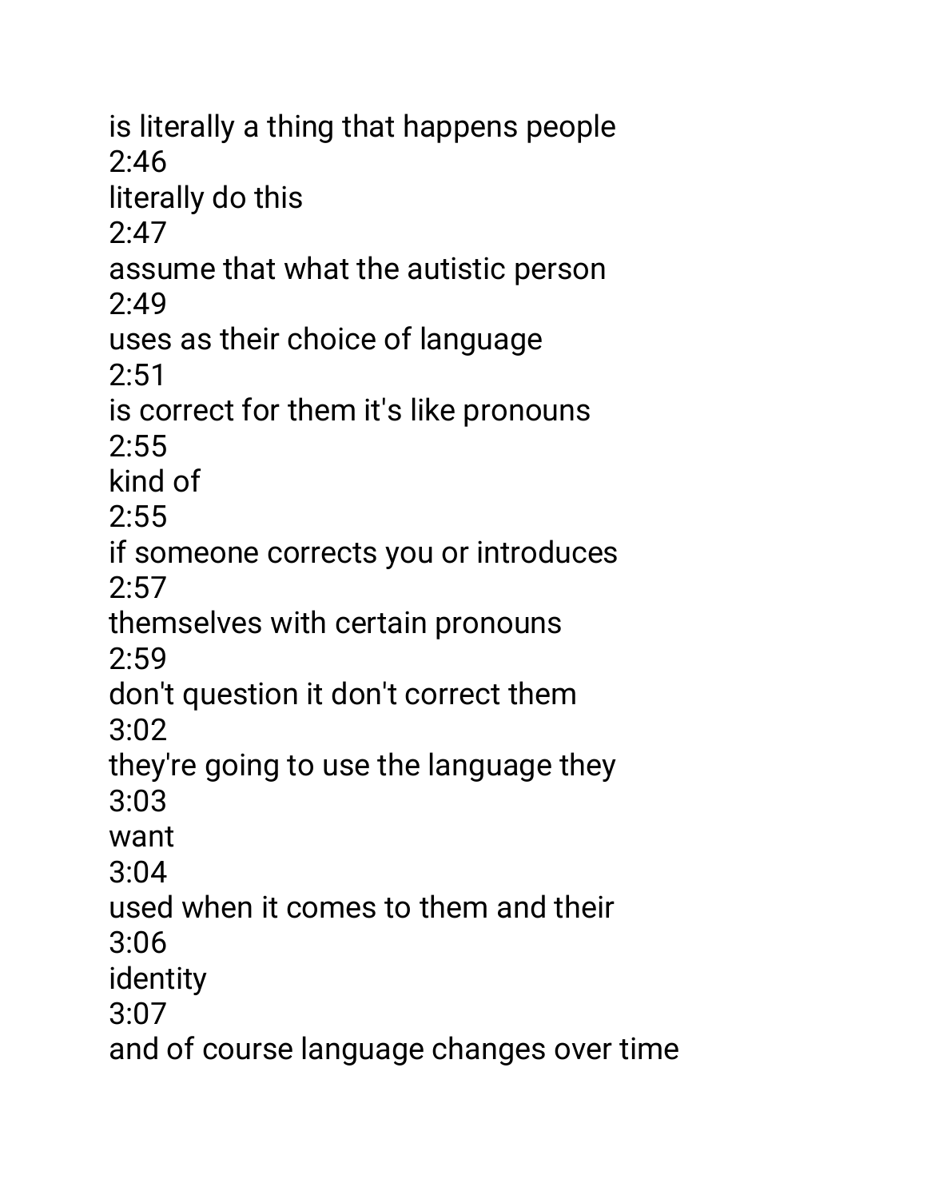is literally a thing that happens people
2:46
literally do this
2:47
assume that what the autistic person
2:49
uses as their choice of language
2:51
is correct for them it's like pronouns
2:55
kind of
2:55
if someone corrects you or introduces
2:57
themselves with certain pronouns
2:59
don't question it don't correct them
3:02
they're going to use the language they
3:03
want
3:04
used when it comes to them and their
3:06
identity
3:07
and of course language changes over time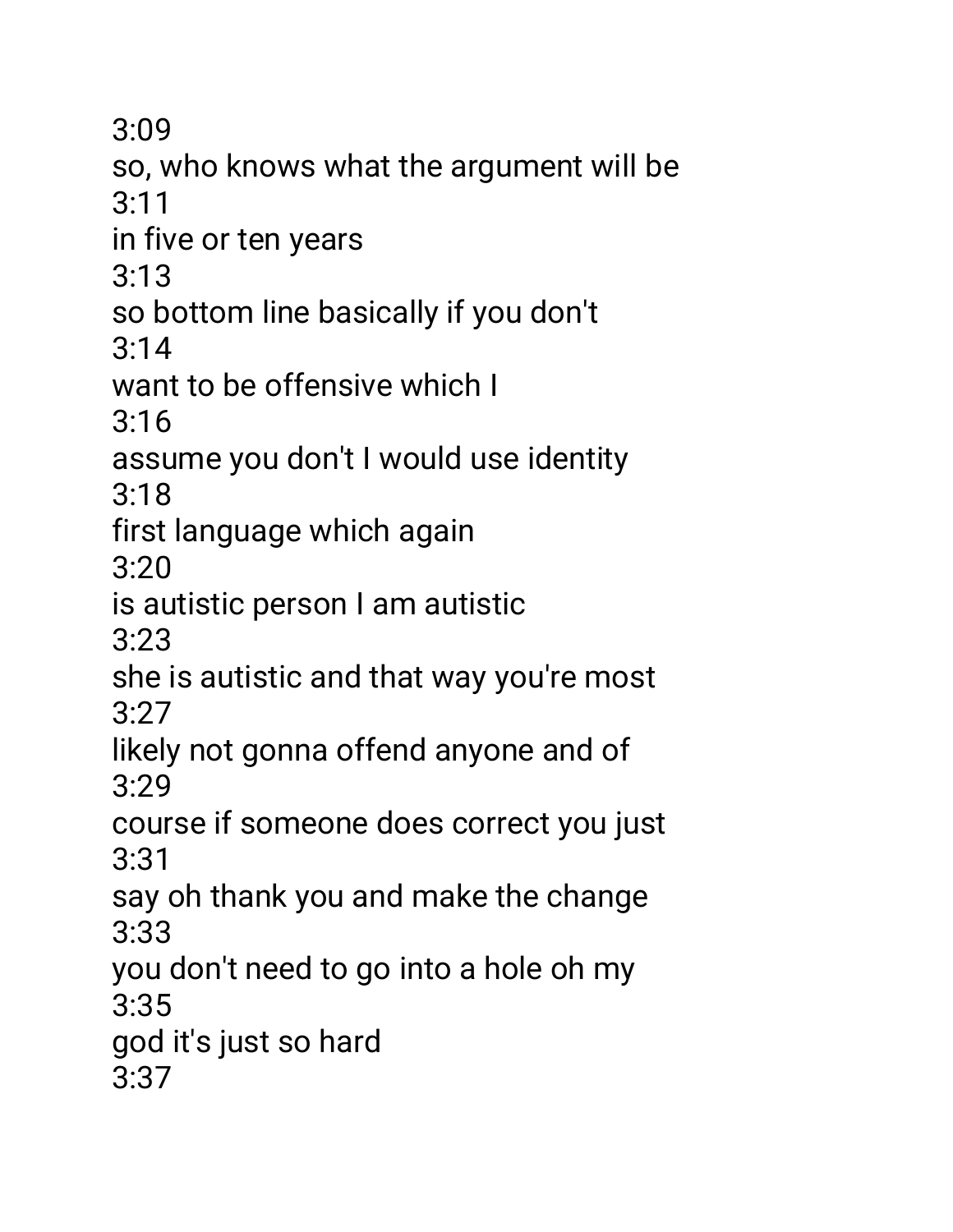3:09
so, who knows what the argument will be
3:11
in five or ten years
3:13
so bottom line basically if you don't
3:14
want to be offensive which I
3:16
assume you don't I would use identity
3:18
first language which again
3:20
is autistic person I am autistic
3:23
she is autistic and that way you're most
3:27
likely not gonna offend anyone and of
3:29
course if someone does correct you just
3:31
say oh thank you and make the change
3:33
you don't need to go into a hole oh my
3:35
god it's just so hard
3:37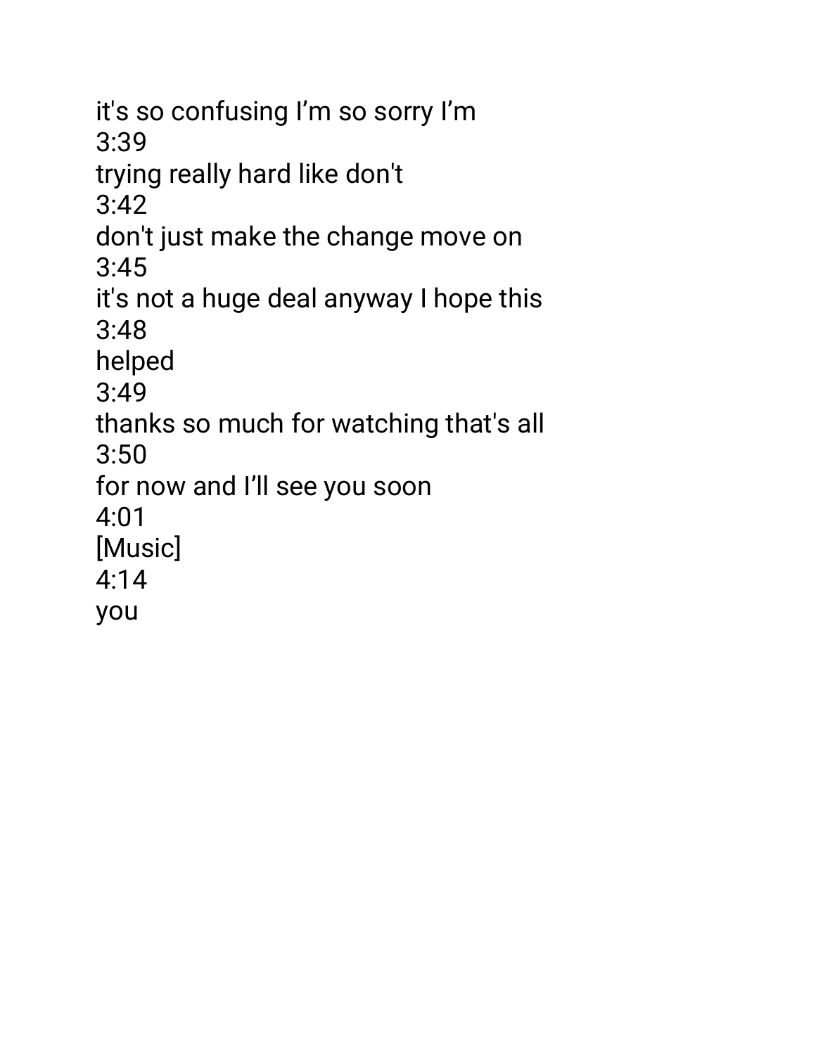it's so confusing I'm so sorry I'm
3:39
trying really hard like don't
3:42
don't just make the change move on
3:45
it's not a huge deal anyway I hope this
3:48
helped
3:49
thanks so much for watching that's all
3:50
for now and I'll see you soon
4:01
[Music]
4:14
you